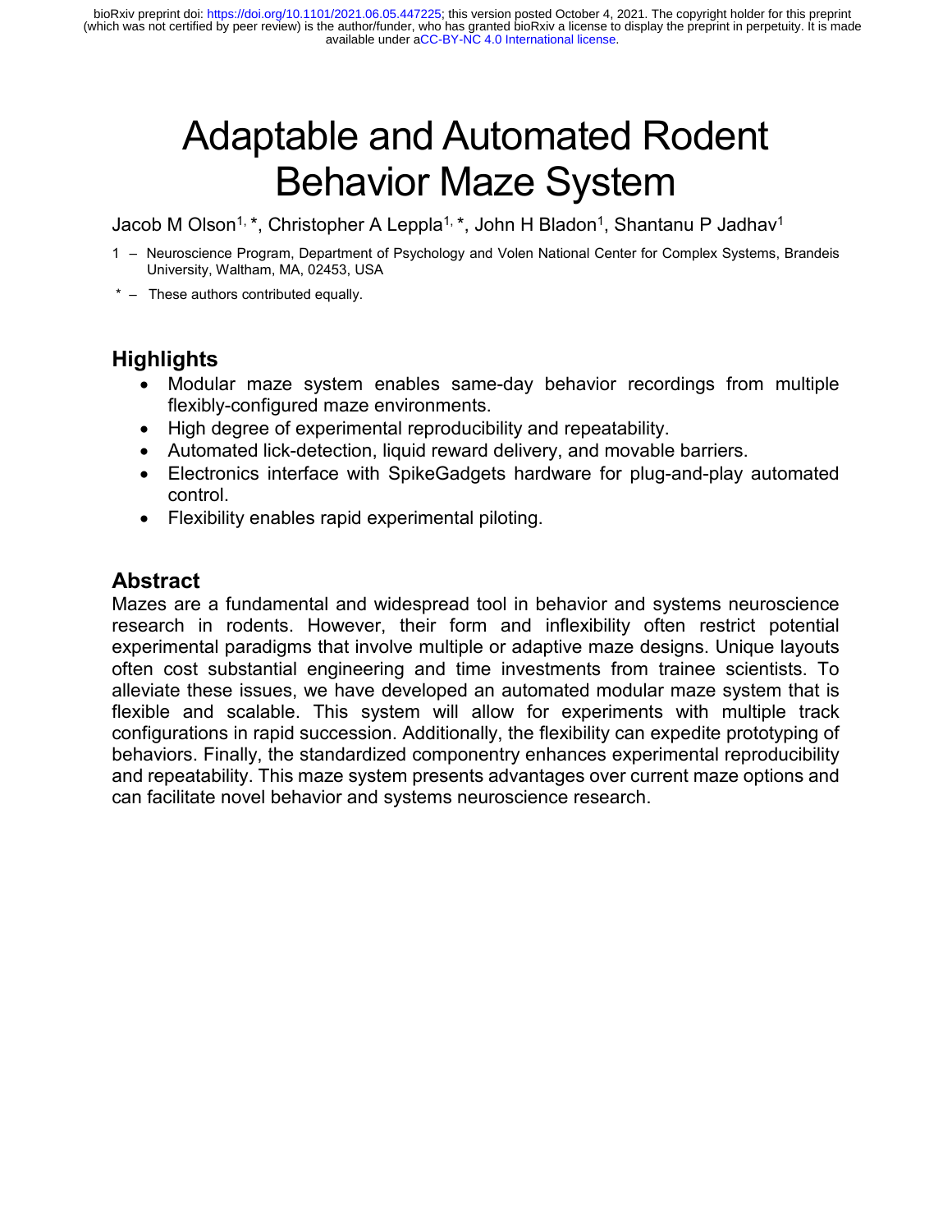# Adaptable and Automated Rodent Behavior Maze System

Jacob M Olson[1,*], Christopher A Leppla[1,*], John H Bladon[1], Shantanu P Jadhav[1]

1 – Neuroscience Program, Department of Psychology and Volen National Center for Complex Systems, Brandeis University, Waltham, MA, 02453, USA

* – These authors contributed equally.

## Highlights

- Modular maze system enables same-day behavior recordings from multiple flexibly-configured maze environments.
- High degree of experimental reproducibility and repeatability.
- Automated lick-detection, liquid reward delivery, and movable barriers.
- Electronics interface with SpikeGadgets hardware for plug-and-play automated control.
- Flexibility enables rapid experimental piloting.

## Abstract

Mazes are a fundamental and widespread tool in behavior and systems neuroscience research in rodents. However, their form and inflexibility often restrict potential experimental paradigms that involve multiple or adaptive maze designs. Unique layouts often cost substantial engineering and time investments from trainee scientists. To alleviate these issues, we have developed an automated modular maze system that is flexible and scalable. This system will allow for experiments with multiple track configurations in rapid succession. Additionally, the flexibility can expedite prototyping of behaviors. Finally, the standardized componentry enhances experimental reproducibility and repeatability. This maze system presents advantages over current maze options and can facilitate novel behavior and systems neuroscience research.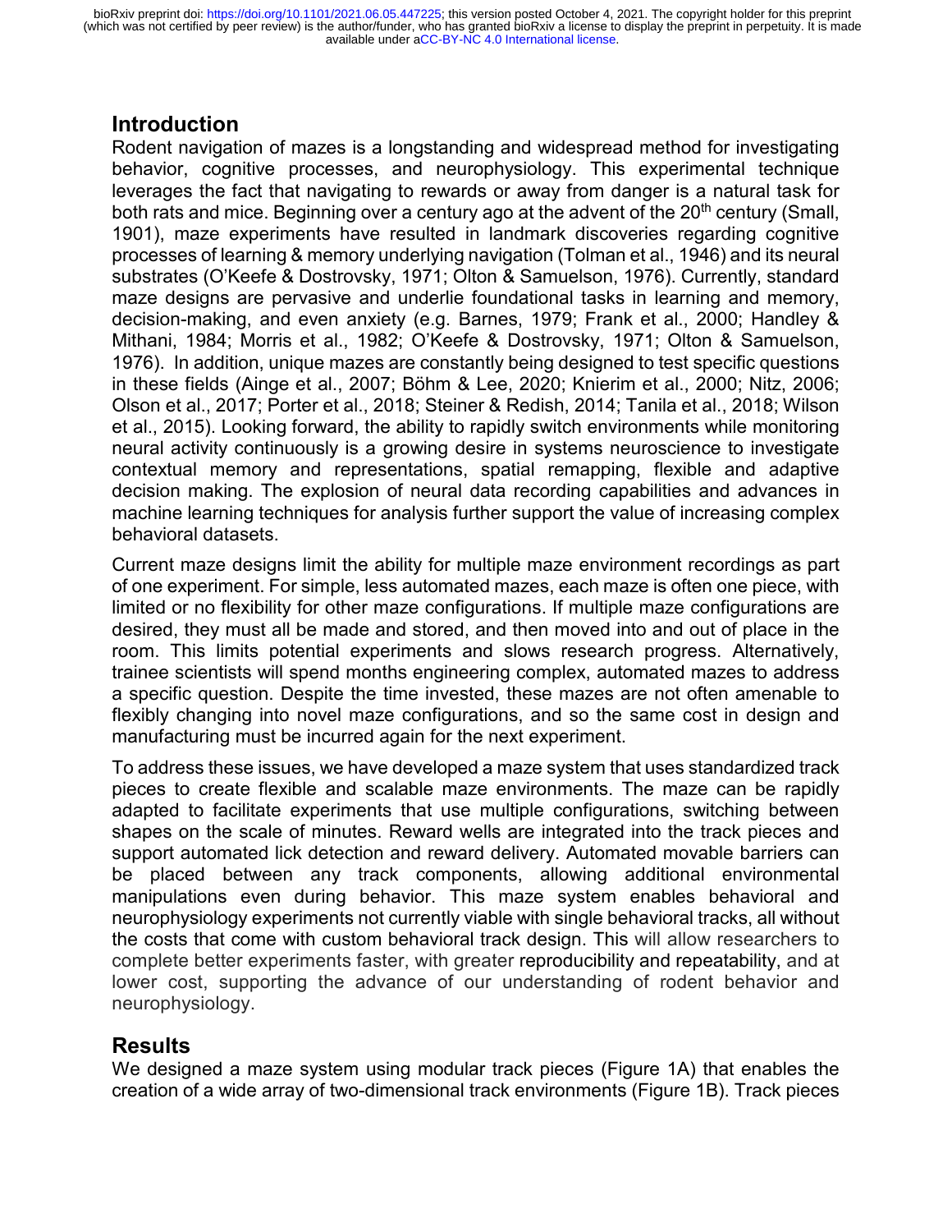## Introduction

Rodent navigation of mazes is a longstanding and widespread method for investigating behavior, cognitive processes, and neurophysiology. This experimental technique leverages the fact that navigating to rewards or away from danger is a natural task for both rats and mice. Beginning over a century ago at the advent of the 20th century (Small, 1901), maze experiments have resulted in landmark discoveries regarding cognitive processes of learning & memory underlying navigation (Tolman et al., 1946) and its neural substrates (O'Keefe & Dostrovsky, 1971; Olton & Samuelson, 1976). Currently, standard maze designs are pervasive and underlie foundational tasks in learning and memory, decision-making, and even anxiety (e.g. Barnes, 1979; Frank et al., 2000; Handley & Mithani, 1984; Morris et al., 1982; O'Keefe & Dostrovsky, 1971; Olton & Samuelson, 1976). In addition, unique mazes are constantly being designed to test specific questions in these fields (Ainge et al., 2007; Böhm & Lee, 2020; Knierim et al., 2000; Nitz, 2006; Olson et al., 2017; Porter et al., 2018; Steiner & Redish, 2014; Tanila et al., 2018; Wilson et al., 2015). Looking forward, the ability to rapidly switch environments while monitoring neural activity continuously is a growing desire in systems neuroscience to investigate contextual memory and representations, spatial remapping, flexible and adaptive decision making. The explosion of neural data recording capabilities and advances in machine learning techniques for analysis further support the value of increasing complex behavioral datasets.

Current maze designs limit the ability for multiple maze environment recordings as part of one experiment. For simple, less automated mazes, each maze is often one piece, with limited or no flexibility for other maze configurations. If multiple maze configurations are desired, they must all be made and stored, and then moved into and out of place in the room. This limits potential experiments and slows research progress. Alternatively, trainee scientists will spend months engineering complex, automated mazes to address a specific question. Despite the time invested, these mazes are not often amenable to flexibly changing into novel maze configurations, and so the same cost in design and manufacturing must be incurred again for the next experiment.

To address these issues, we have developed a maze system that uses standardized track pieces to create flexible and scalable maze environments. The maze can be rapidly adapted to facilitate experiments that use multiple configurations, switching between shapes on the scale of minutes. Reward wells are integrated into the track pieces and support automated lick detection and reward delivery. Automated movable barriers can be placed between any track components, allowing additional environmental manipulations even during behavior. This maze system enables behavioral and neurophysiology experiments not currently viable with single behavioral tracks, all without the costs that come with custom behavioral track design. This will allow researchers to complete better experiments faster, with greater reproducibility and repeatability, and at lower cost, supporting the advance of our understanding of rodent behavior and neurophysiology.

## Results

We designed a maze system using modular track pieces (Figure 1A) that enables the creation of a wide array of two-dimensional track environments (Figure 1B). Track pieces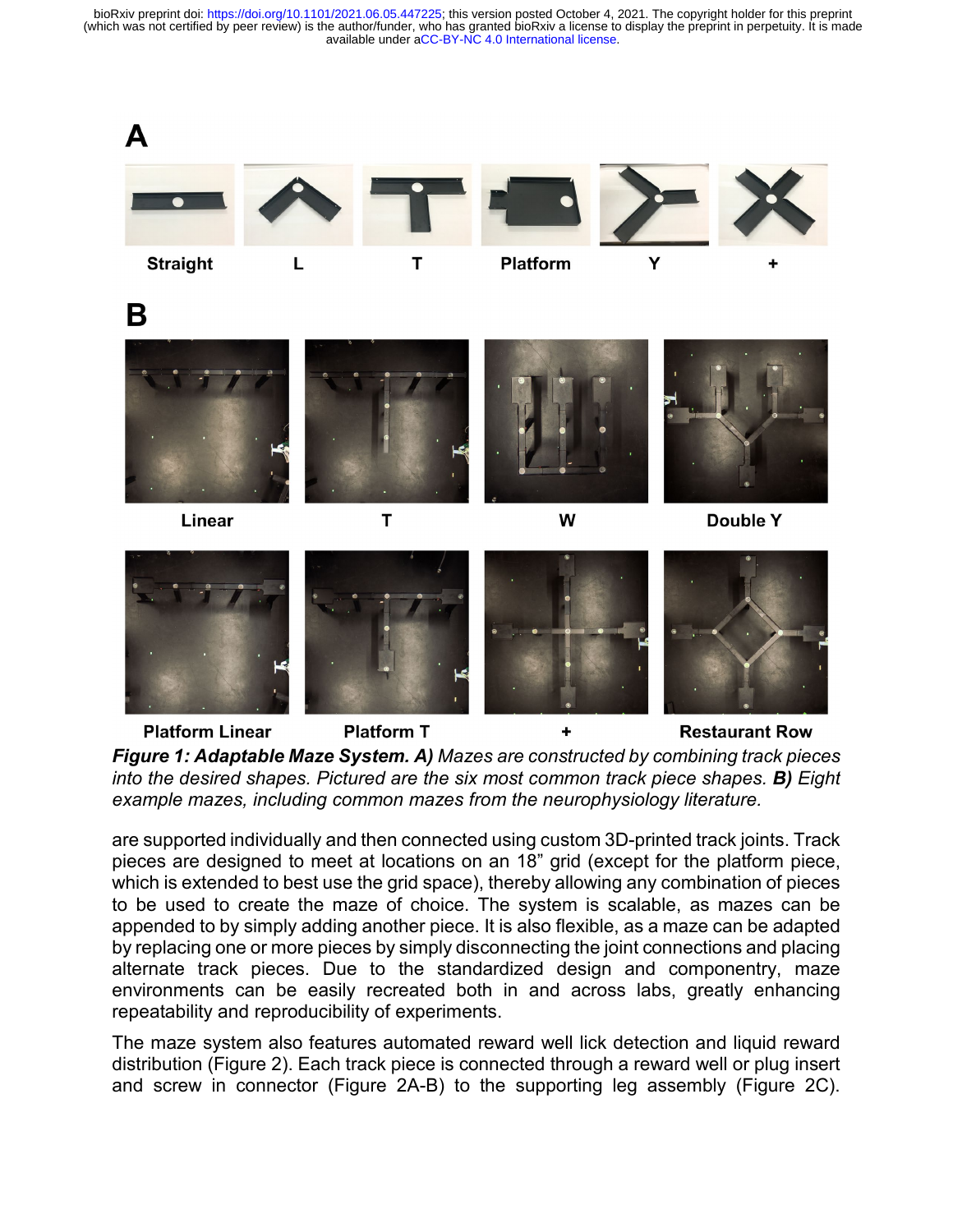**A**

Straight L T Platform Y +

**B**

Linear T W Double Y

Platform Linear Platform T + Restaurant Row

***Figure 1: Adaptable Maze System. A)*** *Mazes are constructed by combining track pieces into the desired shapes. Pictured are the six most common track piece shapes.* ***B)*** *Eight example mazes, including common mazes from the neurophysiology literature.*

are supported individually and then connected using custom 3D-printed track joints. Track pieces are designed to meet at locations on an 18” grid (except for the platform piece, which is extended to best use the grid space), thereby allowing any combination of pieces to be used to create the maze of choice. The system is scalable, as mazes can be appended to by simply adding another piece. It is also flexible, as a maze can be adapted by replacing one or more pieces by simply disconnecting the joint connections and placing alternate track pieces. Due to the standardized design and componentry, maze environments can be easily recreated both in and across labs, greatly enhancing repeatability and reproducibility of experiments.

The maze system also features automated reward well lick detection and liquid reward distribution (Figure 2). Each track piece is connected through a reward well or plug insert and screw in connector (Figure 2A-B) to the supporting leg assembly (Figure 2C).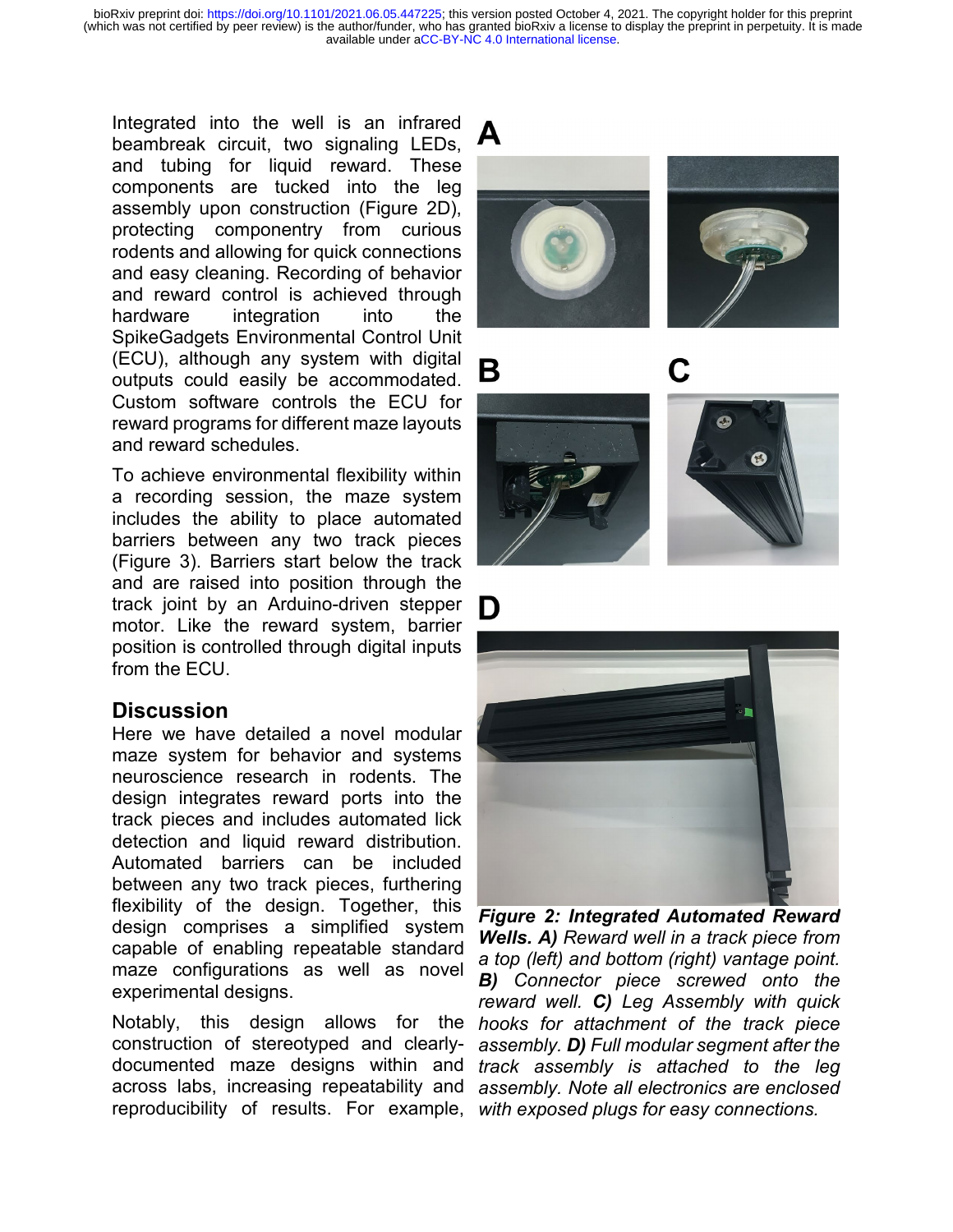Integrated into the well is an infrared beambreak circuit, two signaling LEDs, and tubing for liquid reward. These components are tucked into the leg assembly upon construction (Figure 2D), protecting componentry from curious rodents and allowing for quick connections and easy cleaning. Recording of behavior and reward control is achieved through hardware integration into the SpikeGadgets Environmental Control Unit (ECU), although any system with digital outputs could easily be accommodated. Custom software controls the ECU for reward programs for different maze layouts and reward schedules.

To achieve environmental flexibility within a recording session, the maze system includes the ability to place automated barriers between any two track pieces (Figure 3). Barriers start below the track and are raised into position through the track joint by an Arduino-driven stepper motor. Like the reward system, barrier position is controlled through digital inputs from the ECU.

## Discussion

Here we have detailed a novel modular maze system for behavior and systems neuroscience research in rodents. The design integrates reward ports into the track pieces and includes automated lick detection and liquid reward distribution. Automated barriers can be included between any two track pieces, furthering flexibility of the design. Together, this design comprises a simplified system capable of enabling repeatable standard maze configurations as well as novel experimental designs.

Notably, this design allows for the construction of stereotyped and clearly-documented maze designs within and across labs, increasing repeatability and reproducibility of results. For example,

***Figure 2: Integrated Automated Reward Wells. A)*** *Reward well in a track piece from a top (left) and bottom (right) vantage point.* ***B)*** *Connector piece screwed onto the reward well.* ***C)*** *Leg Assembly with quick hooks for attachment of the track piece assembly.* ***D)*** *Full modular segment after the track assembly is attached to the leg assembly. Note all electronics are enclosed with exposed plugs for easy connections.*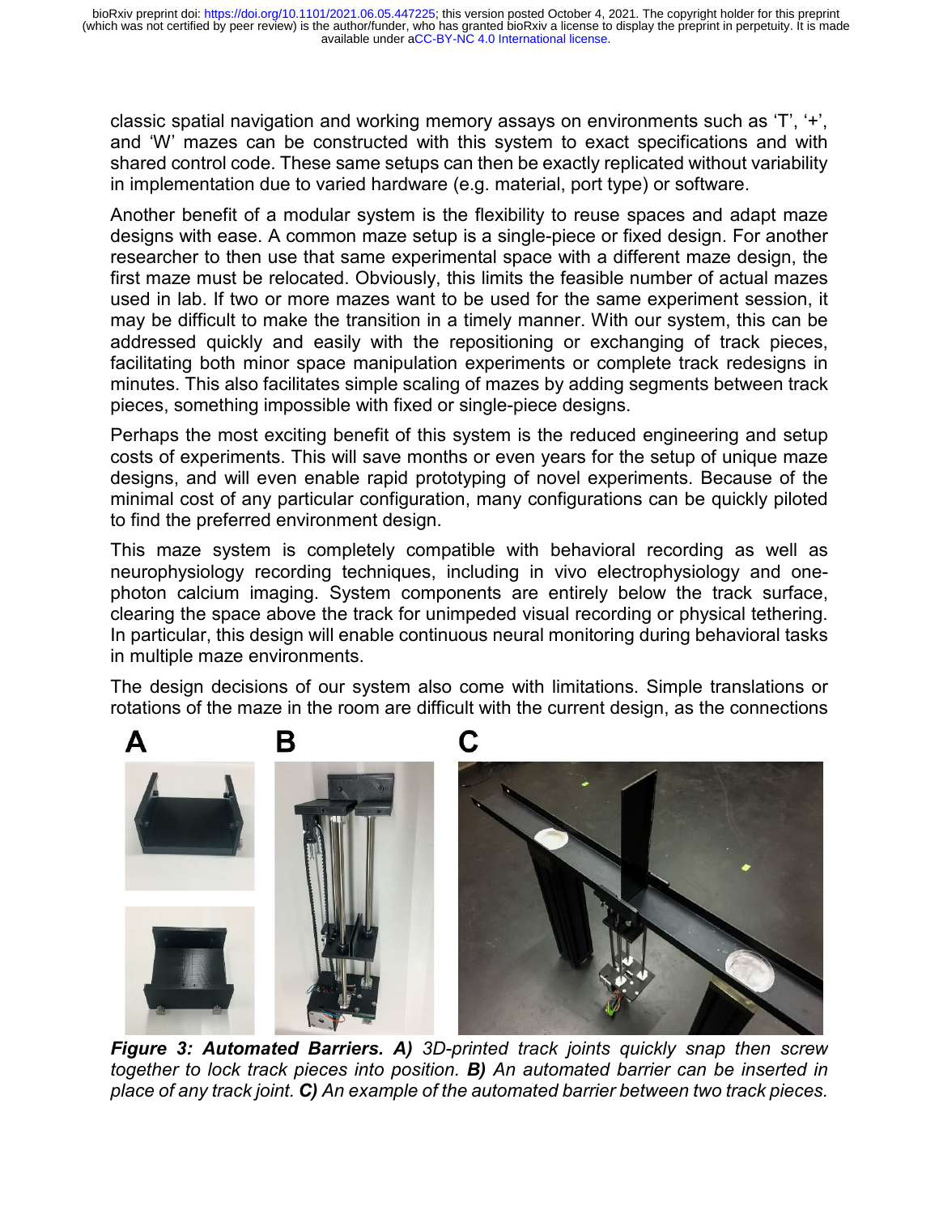classic spatial navigation and working memory assays on environments such as 'T', '+', and 'W' mazes can be constructed with this system to exact specifications and with shared control code. These same setups can then be exactly replicated without variability in implementation due to varied hardware (e.g. material, port type) or software.

Another benefit of a modular system is the flexibility to reuse spaces and adapt maze designs with ease. A common maze setup is a single-piece or fixed design. For another researcher to then use that same experimental space with a different maze design, the first maze must be relocated. Obviously, this limits the feasible number of actual mazes used in lab. If two or more mazes want to be used for the same experiment session, it may be difficult to make the transition in a timely manner. With our system, this can be addressed quickly and easily with the repositioning or exchanging of track pieces, facilitating both minor space manipulation experiments or complete track redesigns in minutes. This also facilitates simple scaling of mazes by adding segments between track pieces, something impossible with fixed or single-piece designs.

Perhaps the most exciting benefit of this system is the reduced engineering and setup costs of experiments. This will save months or even years for the setup of unique maze designs, and will even enable rapid prototyping of novel experiments. Because of the minimal cost of any particular configuration, many configurations can be quickly piloted to find the preferred environment design.

This maze system is completely compatible with behavioral recording as well as neurophysiology recording techniques, including in vivo electrophysiology and one-photon calcium imaging. System components are entirely below the track surface, clearing the space above the track for unimpeded visual recording or physical tethering. In particular, this design will enable continuous neural monitoring during behavioral tasks in multiple maze environments.

The design decisions of our system also come with limitations. Simple translations or rotations of the maze in the room are difficult with the current design, as the connections

***Figure 3: Automated Barriers. A)*** *3D-printed track joints quickly snap then screw together to lock track pieces into position.* ***B)*** *An automated barrier can be inserted in place of any track joint.* ***C)*** *An example of the automated barrier between two track pieces.*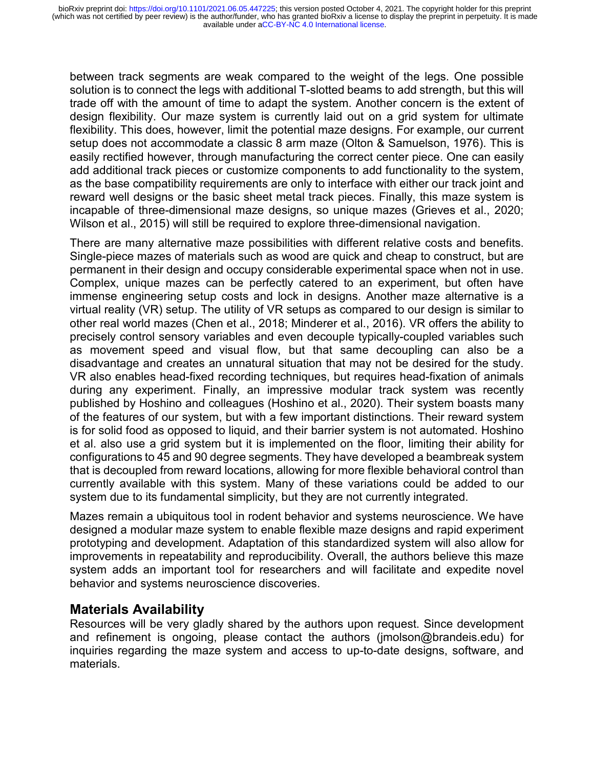between track segments are weak compared to the weight of the legs. One possible solution is to connect the legs with additional T-slotted beams to add strength, but this will trade off with the amount of time to adapt the system. Another concern is the extent of design flexibility. Our maze system is currently laid out on a grid system for ultimate flexibility. This does, however, limit the potential maze designs. For example, our current setup does not accommodate a classic 8 arm maze (Olton & Samuelson, 1976). This is easily rectified however, through manufacturing the correct center piece. One can easily add additional track pieces or customize components to add functionality to the system, as the base compatibility requirements are only to interface with either our track joint and reward well designs or the basic sheet metal track pieces. Finally, this maze system is incapable of three-dimensional maze designs, so unique mazes (Grieves et al., 2020; Wilson et al., 2015) will still be required to explore three-dimensional navigation.

There are many alternative maze possibilities with different relative costs and benefits. Single-piece mazes of materials such as wood are quick and cheap to construct, but are permanent in their design and occupy considerable experimental space when not in use. Complex, unique mazes can be perfectly catered to an experiment, but often have immense engineering setup costs and lock in designs. Another maze alternative is a virtual reality (VR) setup. The utility of VR setups as compared to our design is similar to other real world mazes (Chen et al., 2018; Minderer et al., 2016). VR offers the ability to precisely control sensory variables and even decouple typically-coupled variables such as movement speed and visual flow, but that same decoupling can also be a disadvantage and creates an unnatural situation that may not be desired for the study. VR also enables head-fixed recording techniques, but requires head-fixation of animals during any experiment. Finally, an impressive modular track system was recently published by Hoshino and colleagues (Hoshino et al., 2020). Their system boasts many of the features of our system, but with a few important distinctions. Their reward system is for solid food as opposed to liquid, and their barrier system is not automated. Hoshino et al. also use a grid system but it is implemented on the floor, limiting their ability for configurations to 45 and 90 degree segments. They have developed a beambreak system that is decoupled from reward locations, allowing for more flexible behavioral control than currently available with this system. Many of these variations could be added to our system due to its fundamental simplicity, but they are not currently integrated.

Mazes remain a ubiquitous tool in rodent behavior and systems neuroscience. We have designed a modular maze system to enable flexible maze designs and rapid experiment prototyping and development. Adaptation of this standardized system will also allow for improvements in repeatability and reproducibility. Overall, the authors believe this maze system adds an important tool for researchers and will facilitate and expedite novel behavior and systems neuroscience discoveries.

## Materials Availability

Resources will be very gladly shared by the authors upon request. Since development and refinement is ongoing, please contact the authors (jmolson@brandeis.edu) for inquiries regarding the maze system and access to up-to-date designs, software, and materials.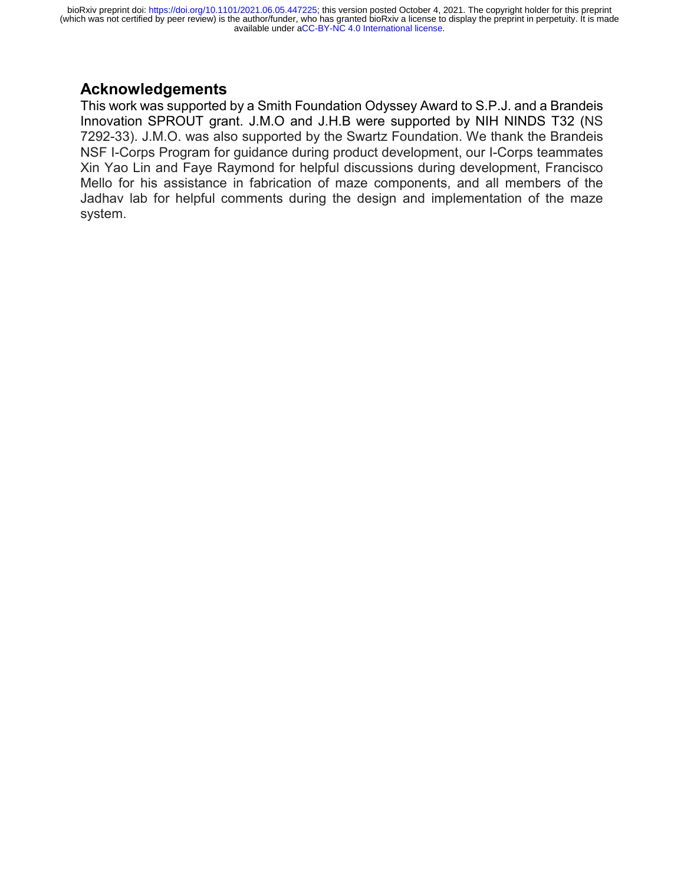## Acknowledgements

This work was supported by a Smith Foundation Odyssey Award to S.P.J. and a Brandeis Innovation SPROUT grant. J.M.O and J.H.B were supported by NIH NINDS T32 (NS 7292-33). J.M.O. was also supported by the Swartz Foundation. We thank the Brandeis NSF I-Corps Program for guidance during product development, our I-Corps teammates Xin Yao Lin and Faye Raymond for helpful discussions during development, Francisco Mello for his assistance in fabrication of maze components, and all members of the Jadhav lab for helpful comments during the design and implementation of the maze system.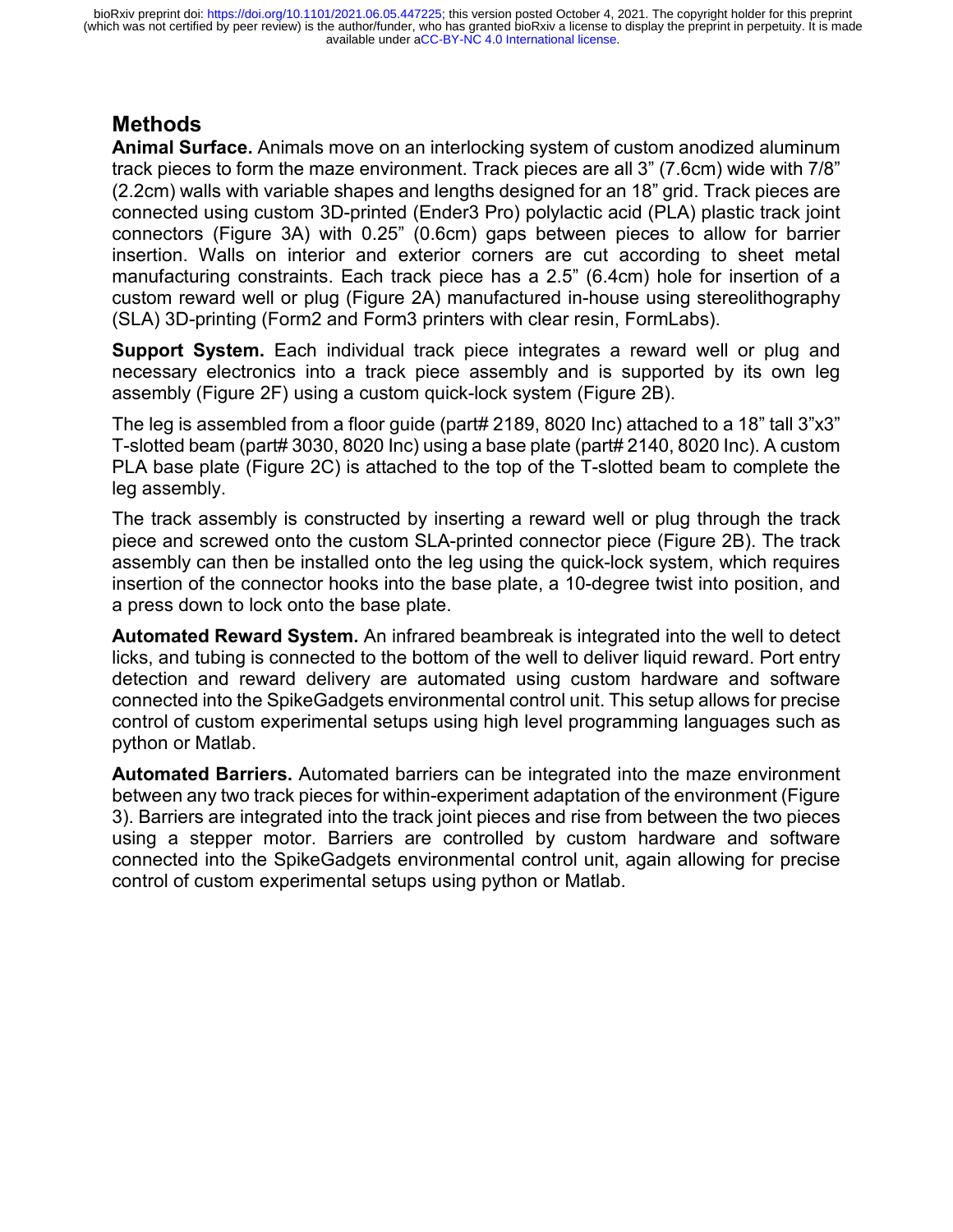# Methods

**Animal Surface.** Animals move on an interlocking system of custom anodized aluminum track pieces to form the maze environment. Track pieces are all 3" (7.6cm) wide with 7/8" (2.2cm) walls with variable shapes and lengths designed for an 18" grid. Track pieces are connected using custom 3D-printed (Ender3 Pro) polylactic acid (PLA) plastic track joint connectors (Figure 3A) with 0.25" (0.6cm) gaps between pieces to allow for barrier insertion. Walls on interior and exterior corners are cut according to sheet metal manufacturing constraints. Each track piece has a 2.5" (6.4cm) hole for insertion of a custom reward well or plug (Figure 2A) manufactured in-house using stereolithography (SLA) 3D-printing (Form2 and Form3 printers with clear resin, FormLabs).

**Support System.** Each individual track piece integrates a reward well or plug and necessary electronics into a track piece assembly and is supported by its own leg assembly (Figure 2F) using a custom quick-lock system (Figure 2B).

The leg is assembled from a floor guide (part# 2189, 8020 Inc) attached to a 18" tall 3"x3" T-slotted beam (part# 3030, 8020 Inc) using a base plate (part# 2140, 8020 Inc). A custom PLA base plate (Figure 2C) is attached to the top of the T-slotted beam to complete the leg assembly.

The track assembly is constructed by inserting a reward well or plug through the track piece and screwed onto the custom SLA-printed connector piece (Figure 2B). The track assembly can then be installed onto the leg using the quick-lock system, which requires insertion of the connector hooks into the base plate, a 10-degree twist into position, and a press down to lock onto the base plate.

**Automated Reward System.** An infrared beambreak is integrated into the well to detect licks, and tubing is connected to the bottom of the well to deliver liquid reward. Port entry detection and reward delivery are automated using custom hardware and software connected into the SpikeGadgets environmental control unit. This setup allows for precise control of custom experimental setups using high level programming languages such as python or Matlab.

**Automated Barriers.** Automated barriers can be integrated into the maze environment between any two track pieces for within-experiment adaptation of the environment (Figure 3). Barriers are integrated into the track joint pieces and rise from between the two pieces using a stepper motor. Barriers are controlled by custom hardware and software connected into the SpikeGadgets environmental control unit, again allowing for precise control of custom experimental setups using python or Matlab.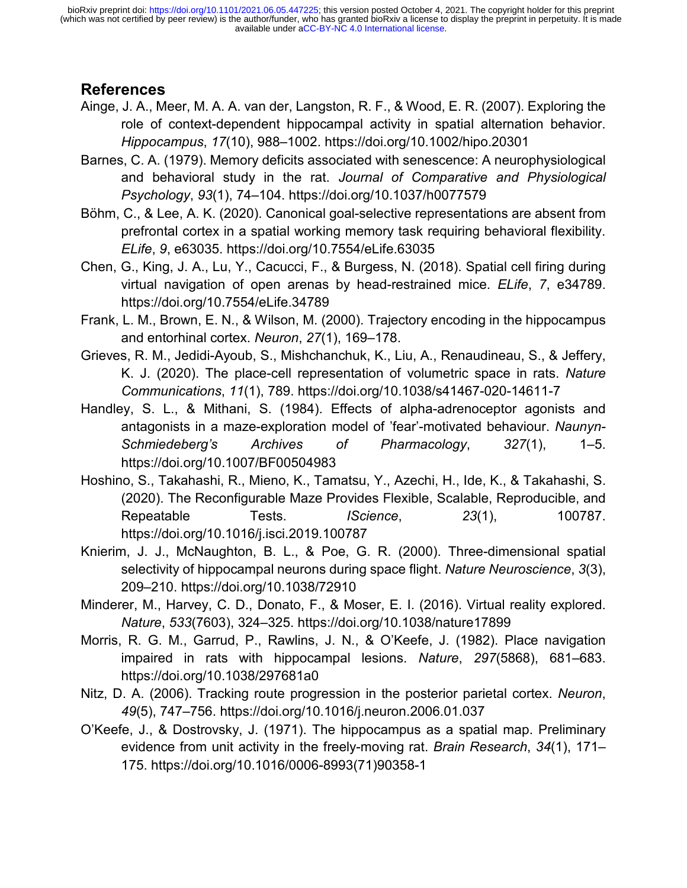## References

Ainge, J. A., Meer, M. A. A. van der, Langston, R. F., & Wood, E. R. (2007). Exploring the role of context-dependent hippocampal activity in spatial alternation behavior. *Hippocampus*, *17*(10), 988–1002. https://doi.org/10.1002/hipo.20301

Barnes, C. A. (1979). Memory deficits associated with senescence: A neurophysiological and behavioral study in the rat. *Journal of Comparative and Physiological Psychology*, *93*(1), 74–104. https://doi.org/10.1037/h0077579

Böhm, C., & Lee, A. K. (2020). Canonical goal-selective representations are absent from prefrontal cortex in a spatial working memory task requiring behavioral flexibility. *ELife*, *9*, e63035. https://doi.org/10.7554/eLife.63035

Chen, G., King, J. A., Lu, Y., Cacucci, F., & Burgess, N. (2018). Spatial cell firing during virtual navigation of open arenas by head-restrained mice. *ELife*, *7*, e34789. https://doi.org/10.7554/eLife.34789

Frank, L. M., Brown, E. N., & Wilson, M. (2000). Trajectory encoding in the hippocampus and entorhinal cortex. *Neuron*, *27*(1), 169–178.

Grieves, R. M., Jedidi-Ayoub, S., Mishchanchuk, K., Liu, A., Renaudineau, S., & Jeffery, K. J. (2020). The place-cell representation of volumetric space in rats. *Nature Communications*, *11*(1), 789. https://doi.org/10.1038/s41467-020-14611-7

Handley, S. L., & Mithani, S. (1984). Effects of alpha-adrenoceptor agonists and antagonists in a maze-exploration model of 'fear'-motivated behaviour. *Naunyn-Schmiedeberg's Archives of Pharmacology*, *327*(1), 1–5. https://doi.org/10.1007/BF00504983

Hoshino, S., Takahashi, R., Mieno, K., Tamatsu, Y., Azechi, H., Ide, K., & Takahashi, S. (2020). The Reconfigurable Maze Provides Flexible, Scalable, Reproducible, and Repeatable Tests. *IScience*, *23*(1), 100787. https://doi.org/10.1016/j.isci.2019.100787

Knierim, J. J., McNaughton, B. L., & Poe, G. R. (2000). Three-dimensional spatial selectivity of hippocampal neurons during space flight. *Nature Neuroscience*, *3*(3), 209–210. https://doi.org/10.1038/72910

Minderer, M., Harvey, C. D., Donato, F., & Moser, E. I. (2016). Virtual reality explored. *Nature*, *533*(7603), 324–325. https://doi.org/10.1038/nature17899

Morris, R. G. M., Garrud, P., Rawlins, J. N., & O'Keefe, J. (1982). Place navigation impaired in rats with hippocampal lesions. *Nature*, *297*(5868), 681–683. https://doi.org/10.1038/297681a0

Nitz, D. A. (2006). Tracking route progression in the posterior parietal cortex. *Neuron*, *49*(5), 747–756. https://doi.org/10.1016/j.neuron.2006.01.037

O'Keefe, J., & Dostrovsky, J. (1971). The hippocampus as a spatial map. Preliminary evidence from unit activity in the freely-moving rat. *Brain Research*, *34*(1), 171–175. https://doi.org/10.1016/0006-8993(71)90358-1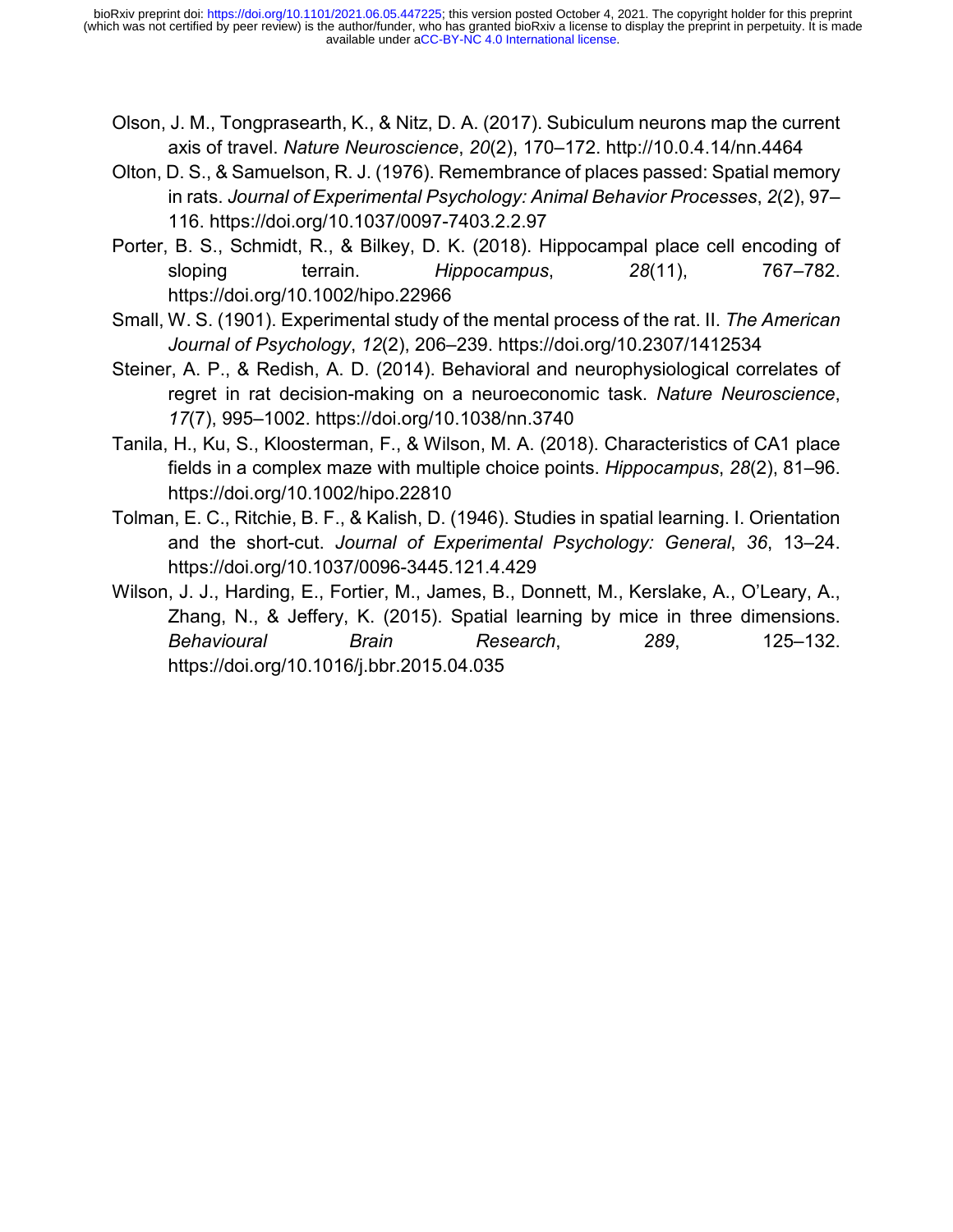Olson, J. M., Tongprasearth, K., & Nitz, D. A. (2017). Subiculum neurons map the current axis of travel. *Nature Neuroscience*, *20*(2), 170–172. http://10.0.4.14/nn.4464

Olton, D. S., & Samuelson, R. J. (1976). Remembrance of places passed: Spatial memory in rats. *Journal of Experimental Psychology: Animal Behavior Processes*, *2*(2), 97–116. https://doi.org/10.1037/0097-7403.2.2.97

Porter, B. S., Schmidt, R., & Bilkey, D. K. (2018). Hippocampal place cell encoding of sloping terrain. *Hippocampus*, *28*(11), 767–782. https://doi.org/10.1002/hipo.22966

Small, W. S. (1901). Experimental study of the mental process of the rat. II. *The American Journal of Psychology*, *12*(2), 206–239. https://doi.org/10.2307/1412534

Steiner, A. P., & Redish, A. D. (2014). Behavioral and neurophysiological correlates of regret in rat decision-making on a neuroeconomic task. *Nature Neuroscience*, *17*(7), 995–1002. https://doi.org/10.1038/nn.3740

Tanila, H., Ku, S., Kloosterman, F., & Wilson, M. A. (2018). Characteristics of CA1 place fields in a complex maze with multiple choice points. *Hippocampus*, *28*(2), 81–96. https://doi.org/10.1002/hipo.22810

Tolman, E. C., Ritchie, B. F., & Kalish, D. (1946). Studies in spatial learning. I. Orientation and the short-cut. *Journal of Experimental Psychology: General*, *36*, 13–24. https://doi.org/10.1037/0096-3445.121.4.429

Wilson, J. J., Harding, E., Fortier, M., James, B., Donnett, M., Kerslake, A., O'Leary, A., Zhang, N., & Jeffery, K. (2015). Spatial learning by mice in three dimensions. *Behavioural Brain Research*, *289*, 125–132. https://doi.org/10.1016/j.bbr.2015.04.035